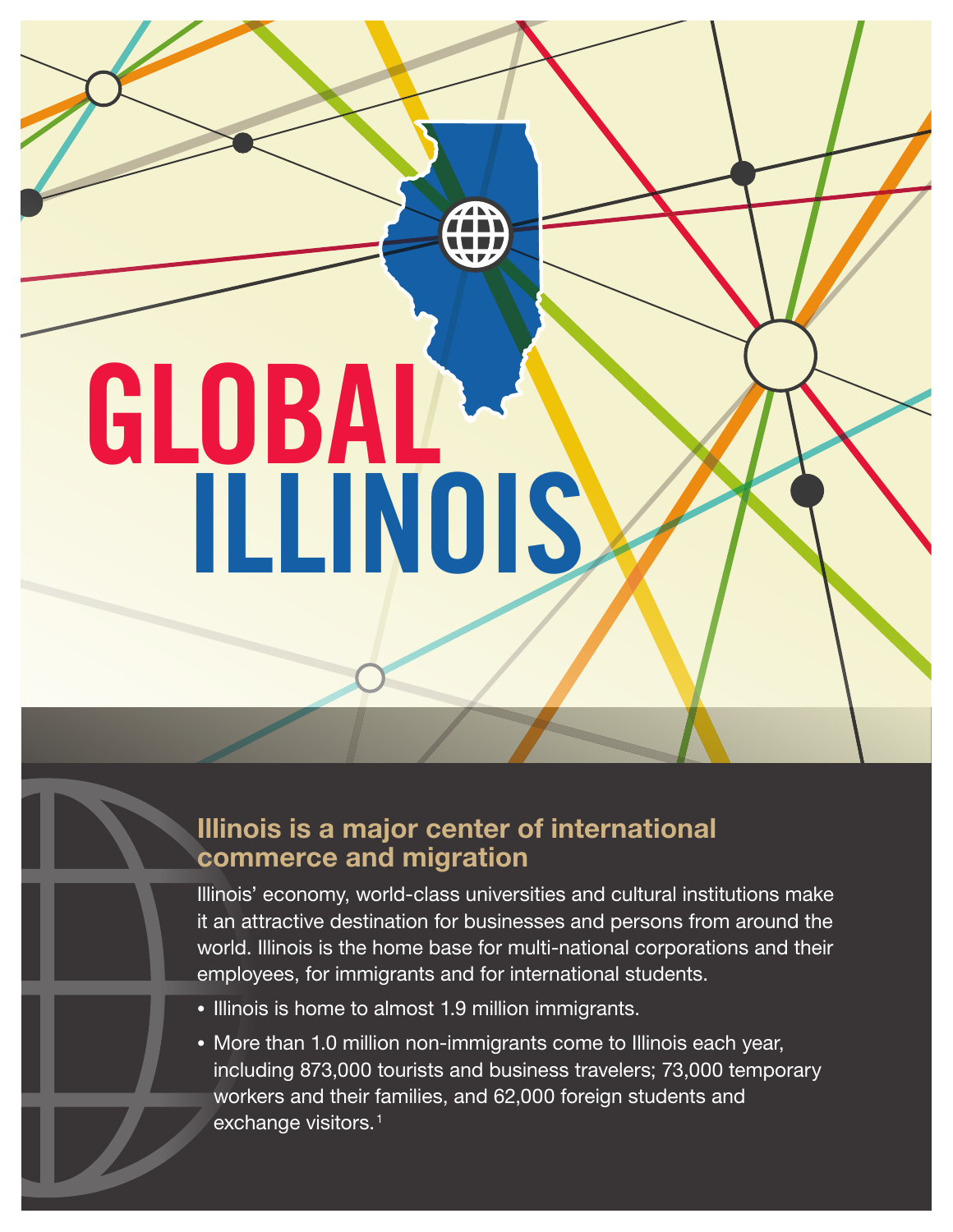# GLOBAL ILLINOIS

## Illinois is a major center of international commerce and migration

Illinois' economy, world-class universities and cultural institutions make it an attractive destination for businesses and persons from around the world. Illinois is the home base for multi-national corporations and their employees, for immigrants and for international students.

- Illinois is home to almost 1.9 million immigrants.
- More than 1.0 million non-immigrants come to Illinois each year, including 873,000 tourists and business travelers; 73,000 temporary workers and their families, and 62,000 foreign students and exchange visitors.[1]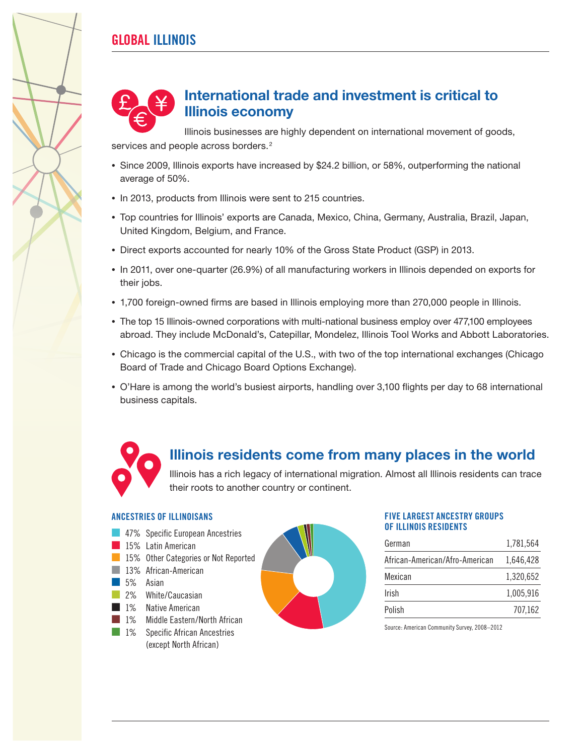# GLOBAL ILLINOIS

## International trade and investment is critical to Illinois economy

Illinois businesses are highly dependent on international movement of goods, services and people across borders.[2]

- Since 2009, Illinois exports have increased by $24.2 billion, or 58%, outperforming the national average of 50%.
- In 2013, products from Illinois were sent to 215 countries.
- Top countries for Illinois' exports are Canada, Mexico, China, Germany, Australia, Brazil, Japan, United Kingdom, Belgium, and France.
- Direct exports accounted for nearly 10% of the Gross State Product (GSP) in 2013.
- In 2011, over one-quarter (26.9%) of all manufacturing workers in Illinois depended on exports for their jobs.
- 1,700 foreign-owned firms are based in Illinois employing more than 270,000 people in Illinois.
- The top 15 Illinois-owned corporations with multi-national business employ over 477,100 employees abroad. They include McDonald's, Catepillar, Mondelez, Illinois Tool Works and Abbott Laboratories.
- Chicago is the commercial capital of the U.S., with two of the top international exchanges (Chicago Board of Trade and Chicago Board Options Exchange).
- O'Hare is among the world's busiest airports, handling over 3,100 flights per day to 68 international business capitals.

## Illinois residents come from many places in the world

Illinois has a rich legacy of international migration. Almost all Illinois residents can trace their roots to another country or continent.

### ANCESTRIES OF ILLINOISANS

- 47% Specific European Ancestries
- 15% Latin American
- 15% Other Categories or Not Reported
- 13% African-American
- 5% Asian
- 2% White/Caucasian
- 1% Native American
- 1% Middle Eastern/North African
- 1% Specific African Ancestries (except North African)

### FIVE LARGEST ANCESTRY GROUPS OF ILLINOIS RESIDENTS

| | |
|---|---|
| German | 1,781,564 |
| African-American/Afro-American | 1,646,428 |
| Mexican | 1,320,652 |
| Irish | 1,005,916 |
| Polish | 707,162 |

Source: American Community Survey, 2008–2012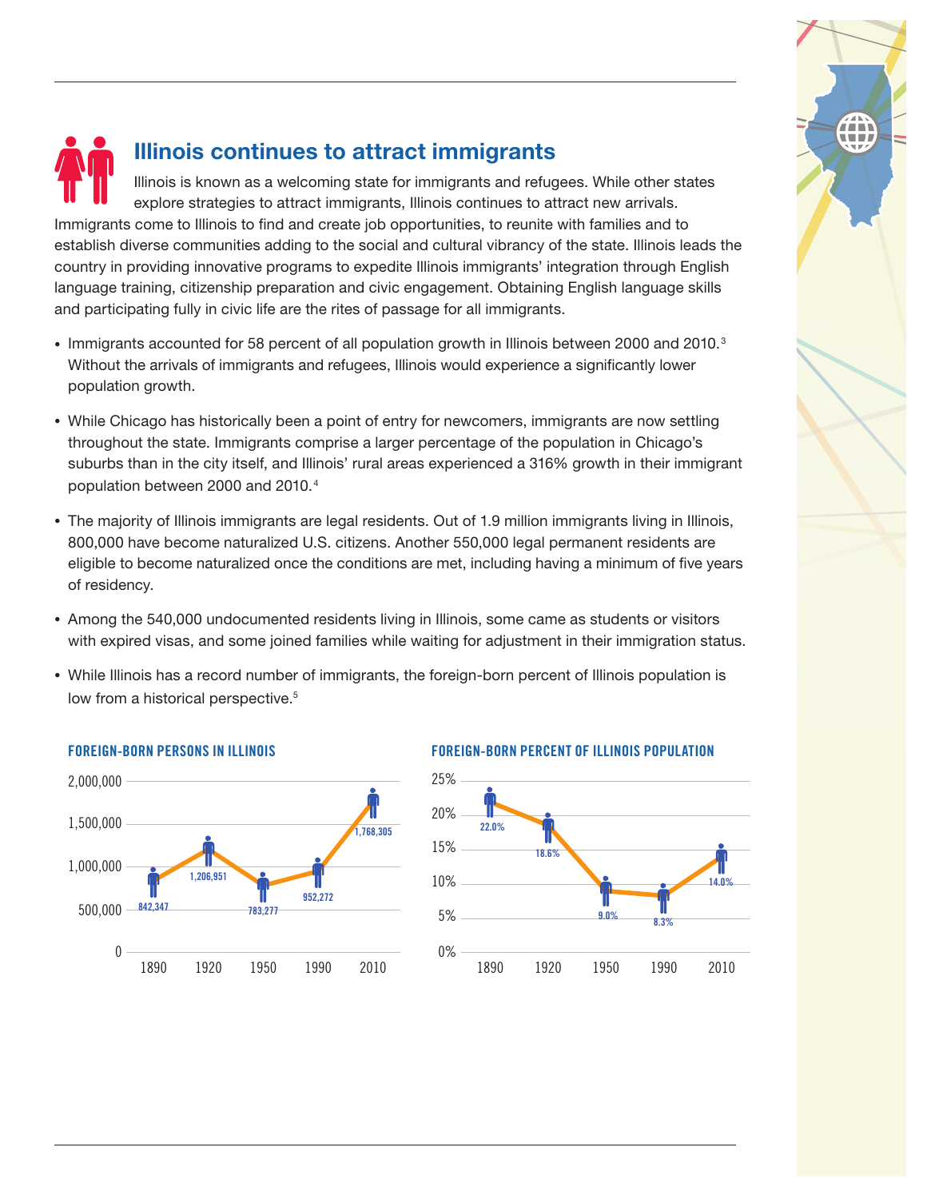## Illinois continues to attract immigrants

Illinois is known as a welcoming state for immigrants and refugees. While other states explore strategies to attract immigrants, Illinois continues to attract new arrivals. Immigrants come to Illinois to find and create job opportunities, to reunite with families and to establish diverse communities adding to the social and cultural vibrancy of the state. Illinois leads the country in providing innovative programs to expedite Illinois immigrants' integration through English language training, citizenship preparation and civic engagement. Obtaining English language skills and participating fully in civic life are the rites of passage for all immigrants.

- Immigrants accounted for 58 percent of all population growth in Illinois between 2000 and 2010.[3] Without the arrivals of immigrants and refugees, Illinois would experience a significantly lower population growth.
- While Chicago has historically been a point of entry for newcomers, immigrants are now settling throughout the state. Immigrants comprise a larger percentage of the population in Chicago's suburbs than in the city itself, and Illinois' rural areas experienced a 316% growth in their immigrant population between 2000 and 2010.[4]
- The majority of Illinois immigrants are legal residents. Out of 1.9 million immigrants living in Illinois, 800,000 have become naturalized U.S. citizens. Another 550,000 legal permanent residents are eligible to become naturalized once the conditions are met, including having a minimum of five years of residency.
- Among the 540,000 undocumented residents living in Illinois, some came as students or visitors with expired visas, and some joined families while waiting for adjustment in their immigration status.
- While Illinois has a record number of immigrants, the foreign-born percent of Illinois population is low from a historical perspective.[5]

**FOREIGN-BORN PERSONS IN ILLINOIS**

| Year | Foreign-born persons |
|---|---|
| 1890 | 842,347 |
| 1920 | 1,206,951 |
| 1950 | 783,277 |
| 1990 | 952,272 |
| 2010 | 1,768,305 |

**FOREIGN-BORN PERCENT OF ILLINOIS POPULATION**

| Year | Percent |
|---|---|
| 1890 | 22.0% |
| 1920 | 18.6% |
| 1950 | 9.0% |
| 1990 | 8.3% |
| 2010 | 14.0% |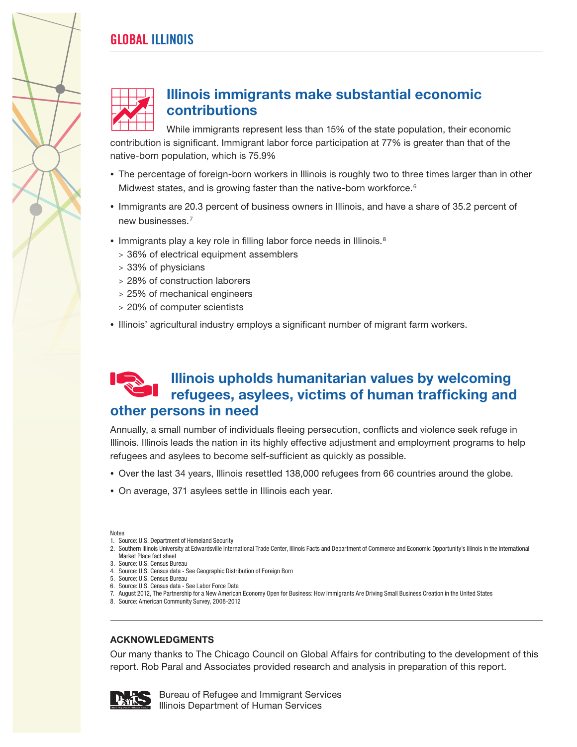## Illinois immigrants make substantial economic contributions

While immigrants represent less than 15% of the state population, their economic contribution is significant. Immigrant labor force participation at 77% is greater than that of the native-born population, which is 75.9%

- The percentage of foreign-born workers in Illinois is roughly two to three times larger than in other Midwest states, and is growing faster than the native-born workforce.[6]
- Immigrants are 20.3 percent of business owners in Illinois, and have a share of 35.2 percent of new businesses.[7]
- Immigrants play a key role in filling labor force needs in Illinois.[8]
  - > 36% of electrical equipment assemblers
  - > 33% of physicians
  - > 28% of construction laborers
  - > 25% of mechanical engineers
  - > 20% of computer scientists
- Illinois' agricultural industry employs a significant number of migrant farm workers.

## Illinois upholds humanitarian values by welcoming refugees, asylees, victims of human trafficking and other persons in need

Annually, a small number of individuals fleeing persecution, conflicts and violence seek refuge in Illinois. Illinois leads the nation in its highly effective adjustment and employment programs to help refugees and asylees to become self-sufficient as quickly as possible.

- Over the last 34 years, Illinois resettled 138,000 refugees from 66 countries around the globe.
- On average, 371 asylees settle in Illinois each year.

Notes

1. Source: U.S. Department of Homeland Security
2. Southern Illinois University at Edwardsville International Trade Center, Illinois Facts and Department of Commerce and Economic Opportunity's Illinois In the International Market Place fact sheet
3. Source: U.S. Census Bureau
4. Source: U.S. Census data - See Geographic Distribution of Foreign Born
5. Source: U.S. Census Bureau
6. Source: U.S. Census data - See Labor Force Data
7. August 2012, The Partnership for a New American Economy Open for Business: How Immigrants Are Driving Small Business Creation in the United States
8. Source: American Community Survey, 2008-2012

### ACKNOWLEDGMENTS

Our many thanks to The Chicago Council on Global Affairs for contributing to the development of this report. Rob Paral and Associates provided research and analysis in preparation of this report.

Bureau of Refugee and Immigrant Services
Illinois Department of Human Services